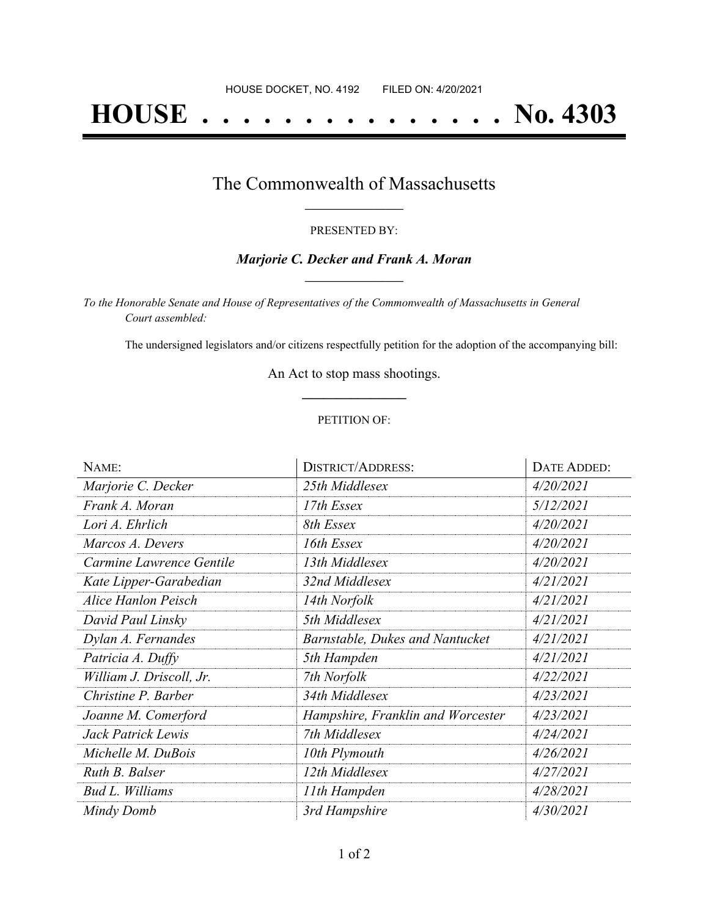HOUSE DOCKET, NO. 4192 FILED ON: 4/20/2021

# HOUSE . . . . . . . . . . . . . . . No. 4303

## The Commonwealth of Massachusetts

PRESENTED BY:

***Marjorie C. Decker and Frank A. Moran***

*To the Honorable Senate and House of Representatives of the Commonwealth of Massachusetts in General Court assembled:*

The undersigned legislators and/or citizens respectfully petition for the adoption of the accompanying bill:

An Act to stop mass shootings.

PETITION OF:

| NAME: | DISTRICT/ADDRESS: | DATE ADDED: |
|---|---|---|
| *Marjorie C. Decker* | *25th Middlesex* | *4/20/2021* |
| *Frank A. Moran* | *17th Essex* | *5/12/2021* |
| *Lori A. Ehrlich* | *8th Essex* | *4/20/2021* |
| *Marcos A. Devers* | *16th Essex* | *4/20/2021* |
| *Carmine Lawrence Gentile* | *13th Middlesex* | *4/20/2021* |
| *Kate Lipper-Garabedian* | *32nd Middlesex* | *4/21/2021* |
| *Alice Hanlon Peisch* | *14th Norfolk* | *4/21/2021* |
| *David Paul Linsky* | *5th Middlesex* | *4/21/2021* |
| *Dylan A. Fernandes* | *Barnstable, Dukes and Nantucket* | *4/21/2021* |
| *Patricia A. Duffy* | *5th Hampden* | *4/21/2021* |
| *William J. Driscoll, Jr.* | *7th Norfolk* | *4/22/2021* |
| *Christine P. Barber* | *34th Middlesex* | *4/23/2021* |
| *Joanne M. Comerford* | *Hampshire, Franklin and Worcester* | *4/23/2021* |
| *Jack Patrick Lewis* | *7th Middlesex* | *4/24/2021* |
| *Michelle M. DuBois* | *10th Plymouth* | *4/26/2021* |
| *Ruth B. Balser* | *12th Middlesex* | *4/27/2021* |
| *Bud L. Williams* | *11th Hampden* | *4/28/2021* |
| *Mindy Domb* | *3rd Hampshire* | *4/30/2021* |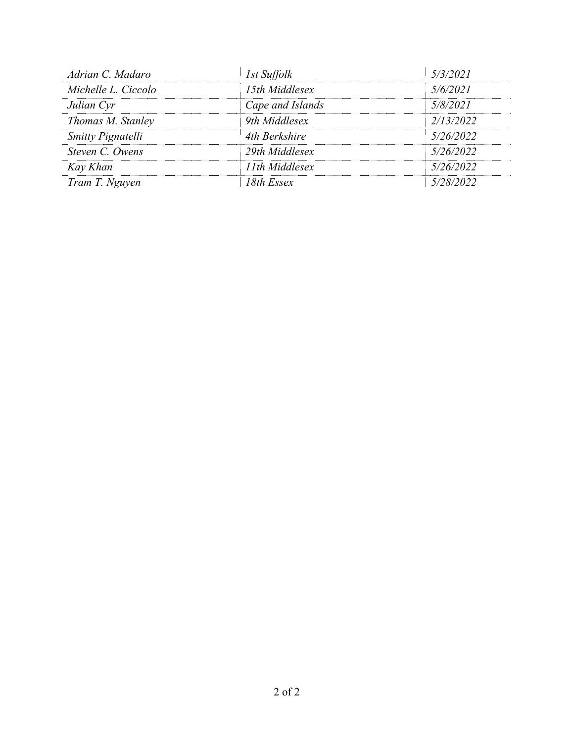| *Adrian C. Madaro* | *1st Suffolk* | *5/3/2021* |
|---|---|---|
| *Michelle L. Ciccolo* | *15th Middlesex* | *5/6/2021* |
| *Julian Cyr* | *Cape and Islands* | *5/8/2021* |
| *Thomas M. Stanley* | *9th Middlesex* | *2/13/2022* |
| *Smitty Pignatelli* | *4th Berkshire* | *5/26/2022* |
| *Steven C. Owens* | *29th Middlesex* | *5/26/2022* |
| *Kay Khan* | *11th Middlesex* | *5/26/2022* |
| *Tram T. Nguyen* | *18th Essex* | *5/28/2022* |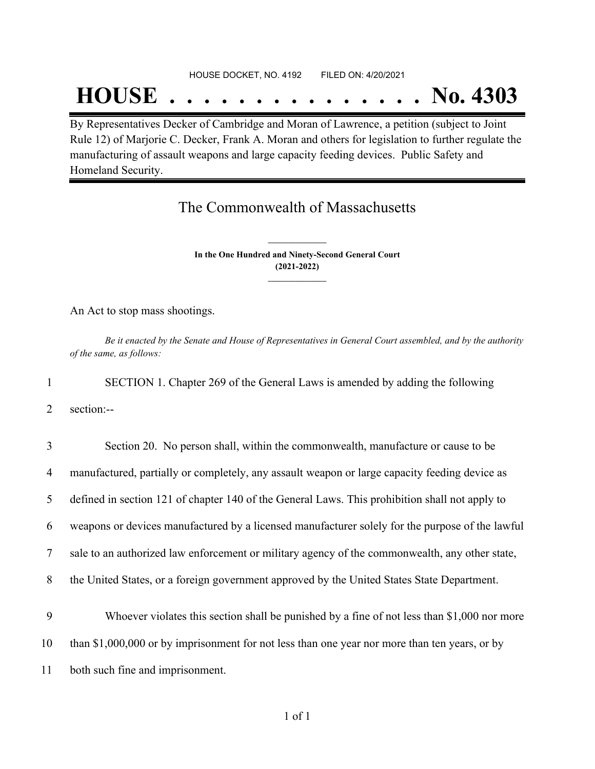HOUSE DOCKET, NO. 4192 FILED ON: 4/20/2021

# HOUSE . . . . . . . . . . . . . . . No. 4303

By Representatives Decker of Cambridge and Moran of Lawrence, a petition (subject to Joint Rule 12) of Marjorie C. Decker, Frank A. Moran and others for legislation to further regulate the manufacturing of assault weapons and large capacity feeding devices. Public Safety and Homeland Security.

## The Commonwealth of Massachusetts

**In the One Hundred and Ninety-Second General Court**
**(2021-2022)**

An Act to stop mass shootings.

*Be it enacted by the Senate and House of Representatives in General Court assembled, and by the authority of the same, as follows:*

1 SECTION 1. Chapter 269 of the General Laws is amended by adding the following
2 section:--

3 Section 20. No person shall, within the commonwealth, manufacture or cause to be
4 manufactured, partially or completely, any assault weapon or large capacity feeding device as
5 defined in section 121 of chapter 140 of the General Laws. This prohibition shall not apply to
6 weapons or devices manufactured by a licensed manufacturer solely for the purpose of the lawful
7 sale to an authorized law enforcement or military agency of the commonwealth, any other state,
8 the United States, or a foreign government approved by the United States State Department.

9 Whoever violates this section shall be punished by a fine of not less than $1,000 nor more
10 than $1,000,000 or by imprisonment for not less than one year nor more than ten years, or by
11 both such fine and imprisonment.